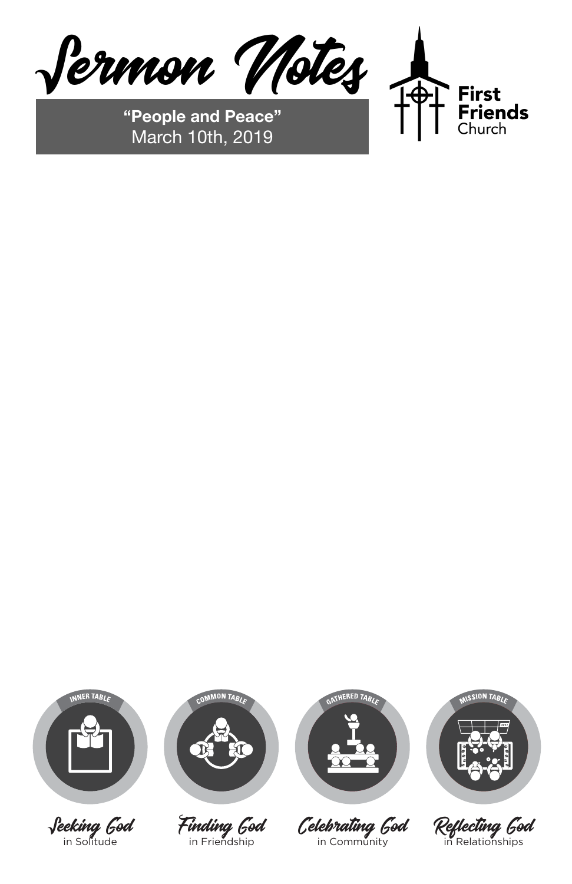# Sermon Notes

**"People and Peace"**
March 10th, 2019

First Friends Church

INNER TABLE

*Seeking God* in Solitude

COMMON TABLE

*Finding God* in Friendship

GATHERED TABLE

*Celebrating God* in Community

MISSION TABLE

*Reflecting God* in Relationships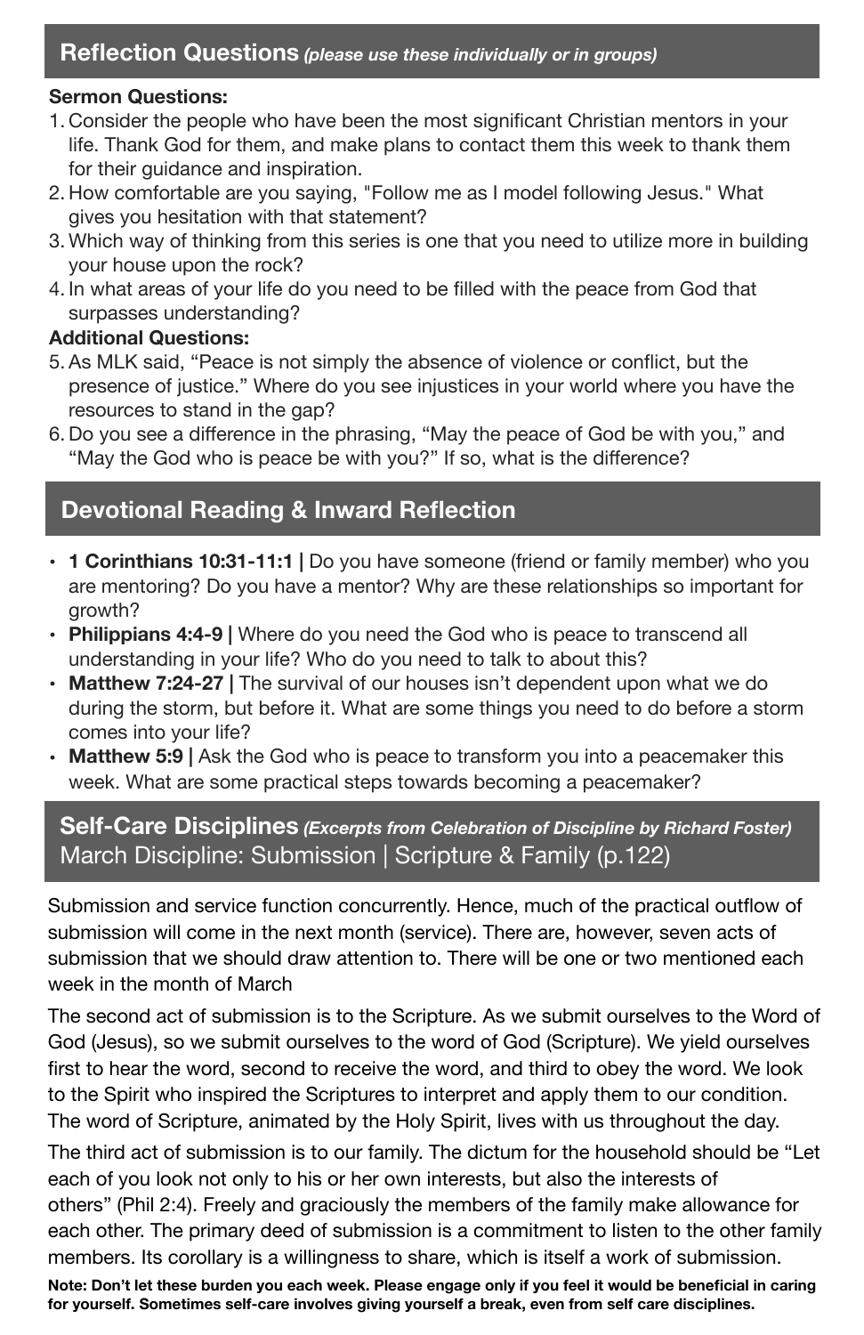## Reflection Questions *(please use these individually or in groups)*

**Sermon Questions:**

1. Consider the people who have been the most significant Christian mentors in your life. Thank God for them, and make plans to contact them this week to thank them for their guidance and inspiration.
2. How comfortable are you saying, "Follow me as I model following Jesus." What gives you hesitation with that statement?
3. Which way of thinking from this series is one that you need to utilize more in building your house upon the rock?
4. In what areas of your life do you need to be filled with the peace from God that surpasses understanding?

**Additional Questions:**

5. As MLK said, "Peace is not simply the absence of violence or conflict, but the presence of justice." Where do you see injustices in your world where you have the resources to stand in the gap?
6. Do you see a difference in the phrasing, "May the peace of God be with you," and "May the God who is peace be with you?" If so, what is the difference?

## Devotional Reading & Inward Reflection

- **1 Corinthians 10:31-11:1 |** Do you have someone (friend or family member) who you are mentoring? Do you have a mentor? Why are these relationships so important for growth?
- **Philippians 4:4-9 |** Where do you need the God who is peace to transcend all understanding in your life? Who do you need to talk to about this?
- **Matthew 7:24-27 |** The survival of our houses isn't dependent upon what we do during the storm, but before it. What are some things you need to do before a storm comes into your life?
- **Matthew 5:9 |** Ask the God who is peace to transform you into a peacemaker this week. What are some practical steps towards becoming a peacemaker?

## Self-Care Disciplines *(Excerpts from Celebration of Discipline by Richard Foster)*

March Discipline: Submission | Scripture & Family (p.122)

Submission and service function concurrently. Hence, much of the practical outflow of submission will come in the next month (service). There are, however, seven acts of submission that we should draw attention to. There will be one or two mentioned each week in the month of March

The second act of submission is to the Scripture. As we submit ourselves to the Word of God (Jesus), so we submit ourselves to the word of God (Scripture). We yield ourselves first to hear the word, second to receive the word, and third to obey the word. We look to the Spirit who inspired the Scriptures to interpret and apply them to our condition. The word of Scripture, animated by the Holy Spirit, lives with us throughout the day.

The third act of submission is to our family. The dictum for the household should be "Let each of you look not only to his or her own interests, but also the interests of others" (Phil 2:4). Freely and graciously the members of the family make allowance for each other. The primary deed of submission is a commitment to listen to the other family members. Its corollary is a willingness to share, which is itself a work of submission.

**Note: Don't let these burden you each week. Please engage only if you feel it would be beneficial in caring for yourself. Sometimes self-care involves giving yourself a break, even from self care disciplines.**